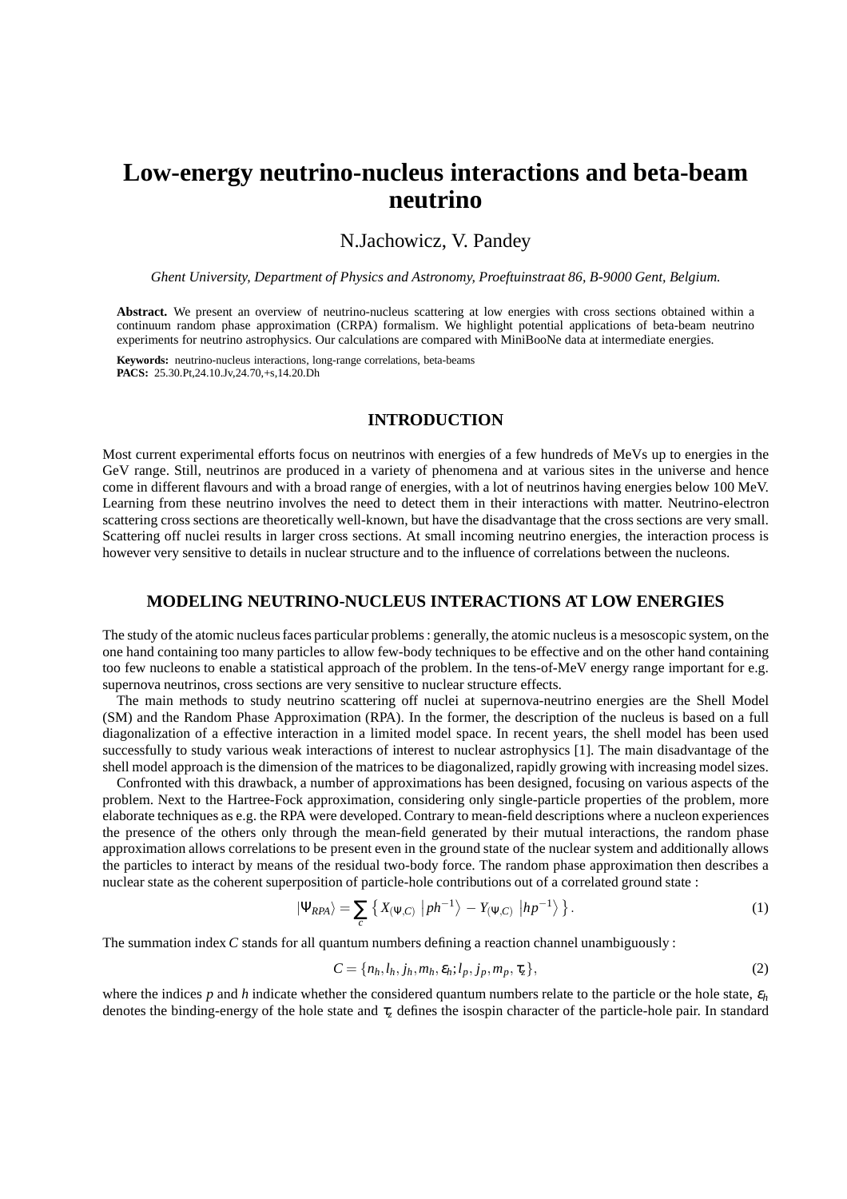# Low-energy neutrino-nucleus interactions and beta-beam neutrino

N.Jachowicz, V. Pandey

*Ghent University, Department of Physics and Astronomy, Proeftuinstraat 86, B-9000 Gent, Belgium.*

**Abstract.** We present an overview of neutrino-nucleus scattering at low energies with cross sections obtained within a continuum random phase approximation (CRPA) formalism. We highlight potential applications of beta-beam neutrino experiments for neutrino astrophysics. Our calculations are compared with MiniBooNe data at intermediate energies.

**Keywords:** neutrino-nucleus interactions, long-range correlations, beta-beams
**PACS:** 25.30.Pt,24.10.Jv,24.70,+s,14.20.Dh

## INTRODUCTION

Most current experimental efforts focus on neutrinos with energies of a few hundreds of MeVs up to energies in the GeV range. Still, neutrinos are produced in a variety of phenomena and at various sites in the universe and hence come in different flavours and with a broad range of energies, with a lot of neutrinos having energies below 100 MeV. Learning from these neutrino involves the need to detect them in their interactions with matter. Neutrino-electron scattering cross sections are theoretically well-known, but have the disadvantage that the cross sections are very small. Scattering off nuclei results in larger cross sections. At small incoming neutrino energies, the interaction process is however very sensitive to details in nuclear structure and to the influence of correlations between the nucleons.

## MODELING NEUTRINO-NUCLEUS INTERACTIONS AT LOW ENERGIES

The study of the atomic nucleus faces particular problems : generally, the atomic nucleus is a mesoscopic system, on the one hand containing too many particles to allow few-body techniques to be effective and on the other hand containing too few nucleons to enable a statistical approach of the problem. In the tens-of-MeV energy range important for e.g. supernova neutrinos, cross sections are very sensitive to nuclear structure effects.

The main methods to study neutrino scattering off nuclei at supernova-neutrino energies are the Shell Model (SM) and the Random Phase Approximation (RPA). In the former, the description of the nucleus is based on a full diagonalization of a effective interaction in a limited model space. In recent years, the shell model has been used successfully to study various weak interactions of interest to nuclear astrophysics [1]. The main disadvantage of the shell model approach is the dimension of the matrices to be diagonalized, rapidly growing with increasing model sizes.

Confronted with this drawback, a number of approximations has been designed, focusing on various aspects of the problem. Next to the Hartree-Fock approximation, considering only single-particle properties of the problem, more elaborate techniques as e.g. the RPA were developed. Contrary to mean-field descriptions where a nucleon experiences the presence of the others only through the mean-field generated by their mutual interactions, the random phase approximation allows correlations to be present even in the ground state of the nuclear system and additionally allows the particles to interact by means of the residual two-body force. The random phase approximation then describes a nuclear state as the coherent superposition of particle-hole contributions out of a correlated ground state :

$$|\Psi_{RPA}\rangle = \sum_{c} \left\{ X_{(\Psi,C)} \left| ph^{-1} \right\rangle - Y_{(\Psi,C)} \left| hp^{-1} \right\rangle \right\}. \tag{1}$$

The summation index $C$ stands for all quantum numbers defining a reaction channel unambiguously :

$$C = \{n_h, l_h, j_h, m_h, \varepsilon_h; l_p, j_p, m_p, \tau_z\}, \tag{2}$$

where the indices $p$ and $h$ indicate whether the considered quantum numbers relate to the particle or the hole state, $\varepsilon_h$ denotes the binding-energy of the hole state and $\tau_z$ defines the isospin character of the particle-hole pair. In standard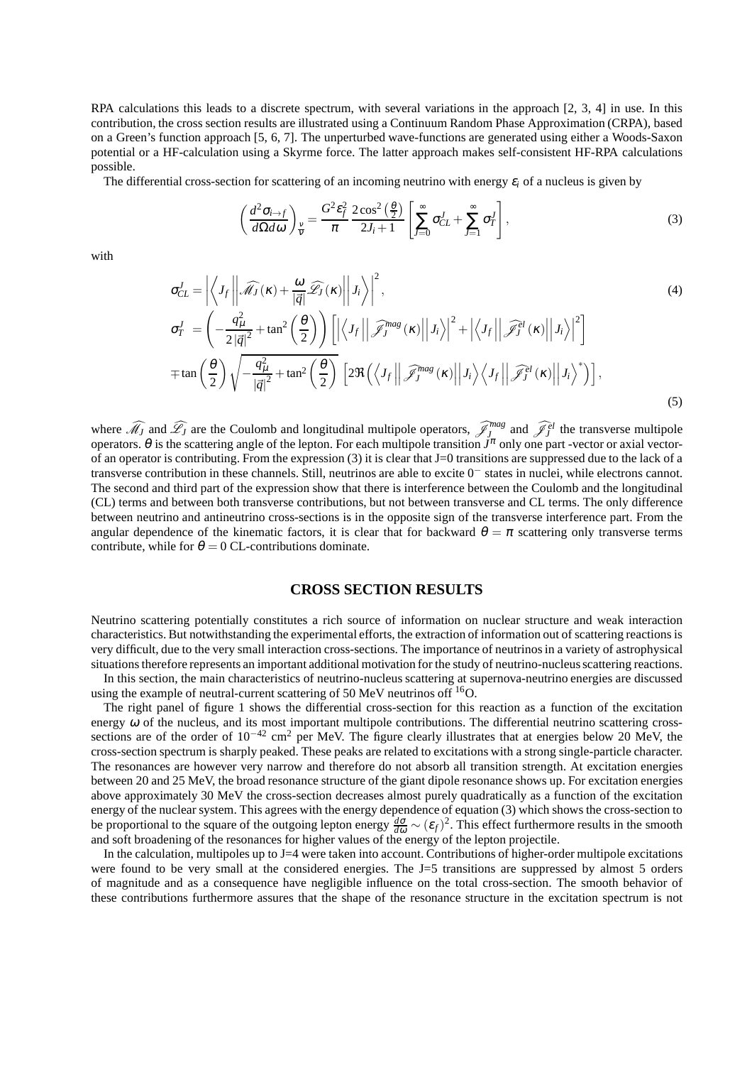RPA calculations this leads to a discrete spectrum, with several variations in the approach [2, 3, 4] in use. In this contribution, the cross section results are illustrated using a Continuum Random Phase Approximation (CRPA), based on a Green's function approach [5, 6, 7]. The unperturbed wave-functions are generated using either a Woods-Saxon potential or a HF-calculation using a Skyrme force. The latter approach makes self-consistent HF-RPA calculations possible.

The differential cross-section for scattering of an incoming neutrino with energy $\varepsilon_i$ of a nucleus is given by

$$\left(\frac{d^2\sigma_{i\to f}}{d\Omega d\omega}\right)_{\substack{\nu \\ \overline{\nu}}} = \frac{G^2\varepsilon_f^2}{\pi}\frac{2\cos^2\left(\frac{\theta}{2}\right)}{2J_i+1}\left[\sum_{J=0}^{\infty}\sigma_{CL}^J + \sum_{J=1}^{\infty}\sigma_T^J\right], \tag{3}$$

with

$$\sigma_{CL}^J = \left|\left\langle J_f \left\| \widehat{\mathscr{M}_J}(\kappa) + \frac{\omega}{|\vec{q}|}\widehat{\mathscr{L}_J}(\kappa) \right\| J_i \right\rangle\right|^2, \tag{4}$$

$$\begin{aligned}
\sigma_T^J &= \left(-\frac{q_\mu^2}{2|\vec{q}|^2} + \tan^2\left(\frac{\theta}{2}\right)\right)\left[\left|\left\langle J_f \left\| \widehat{\mathscr{J}}_J^{mag}(\kappa) \right\| J_i \right\rangle\right|^2 + \left|\left\langle J_f \left\| \widehat{\mathscr{J}}_J^{el}(\kappa) \right\| J_i \right\rangle\right|^2\right] \\
&\mp \tan\left(\frac{\theta}{2}\right)\sqrt{-\frac{q_\mu^2}{|\vec{q}|^2} + \tan^2\left(\frac{\theta}{2}\right)}\left[2\Re\left(\left\langle J_f \left\| \widehat{\mathscr{J}}_J^{mag}(\kappa) \right\| J_i \right\rangle \left\langle J_f \left\| \widehat{\mathscr{J}}_J^{el}(\kappa) \right\| J_i \right\rangle^*\right)\right],
\end{aligned} \tag{5}$$

where $\widehat{\mathscr{M}_J}$ and $\widehat{\mathscr{L}_J}$ are the Coulomb and longitudinal multipole operators, $\widehat{\mathscr{J}}_J^{mag}$ and $\widehat{\mathscr{J}}_J^{el}$ the transverse multipole operators. $\theta$ is the scattering angle of the lepton. For each multipole transition $J^\pi$ only one part -vector or axial vector- of an operator is contributing. From the expression (3) it is clear that J=0 transitions are suppressed due to the lack of a transverse contribution in these channels. Still, neutrinos are able to excite $0^-$ states in nuclei, while electrons cannot. The second and third part of the expression show that there is interference between the Coulomb and the longitudinal (CL) terms and between both transverse contributions, but not between transverse and CL terms. The only difference between neutrino and antineutrino cross-sections is in the opposite sign of the transverse interference part. From the angular dependence of the kinematic factors, it is clear that for backward $\theta = \pi$ scattering only transverse terms contribute, while for $\theta = 0$ CL-contributions dominate.

## CROSS SECTION RESULTS

Neutrino scattering potentially constitutes a rich source of information on nuclear structure and weak interaction characteristics. But notwithstanding the experimental efforts, the extraction of information out of scattering reactions is very difficult, due to the very small interaction cross-sections. The importance of neutrinos in a variety of astrophysical situations therefore represents an important additional motivation for the study of neutrino-nucleus scattering reactions.

In this section, the main characteristics of neutrino-nucleus scattering at supernova-neutrino energies are discussed using the example of neutral-current scattering of 50 MeV neutrinos off $^{16}$O.

The right panel of figure 1 shows the differential cross-section for this reaction as a function of the excitation energy $\omega$ of the nucleus, and its most important multipole contributions. The differential neutrino scattering cross-sections are of the order of $10^{-42}$ cm$^2$ per MeV. The figure clearly illustrates that at energies below 20 MeV, the cross-section spectrum is sharply peaked. These peaks are related to excitations with a strong single-particle character. The resonances are however very narrow and therefore do not absorb all transition strength. At excitation energies between 20 and 25 MeV, the broad resonance structure of the giant dipole resonance shows up. For excitation energies above approximately 30 MeV the cross-section decreases almost purely quadratically as a function of the excitation energy of the nuclear system. This agrees with the energy dependence of equation (3) which shows the cross-section to be proportional to the square of the outgoing lepton energy $\frac{d\sigma}{d\omega} \sim (\varepsilon_f)^2$. This effect furthermore results in the smooth and soft broadening of the resonances for higher values of the energy of the lepton projectile.

In the calculation, multipoles up to J=4 were taken into account. Contributions of higher-order multipole excitations were found to be very small at the considered energies. The J=5 transitions are suppressed by almost 5 orders of magnitude and as a consequence have negligible influence on the total cross-section. The smooth behavior of these contributions furthermore assures that the shape of the resonance structure in the excitation spectrum is not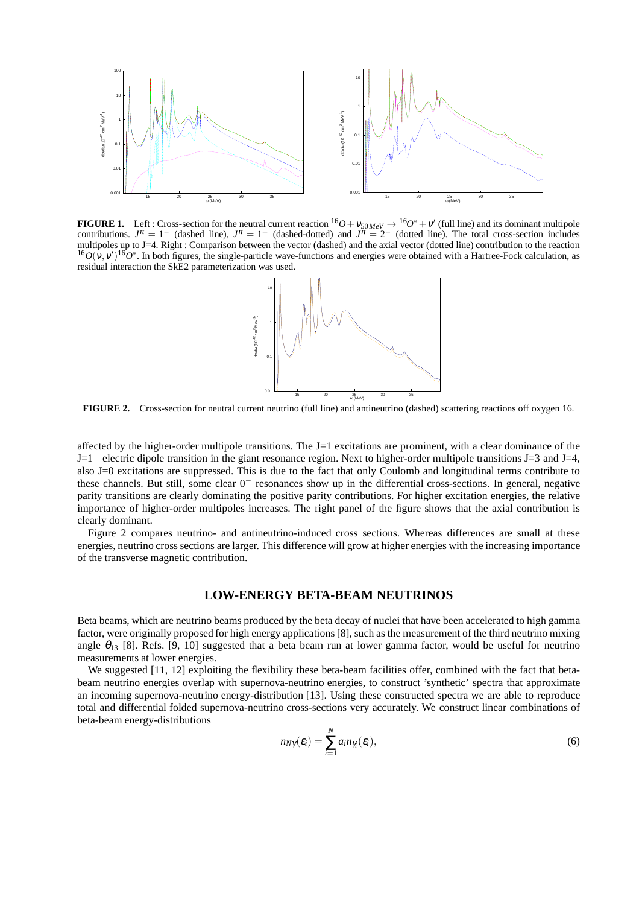**FIGURE 1.** Left : Cross-section for the neutral current reaction $^{16}O + \nu_{50MeV} \rightarrow {}^{16}O^{*} + \nu'$ (full line) and its dominant multipole contributions. $J^{\pi} = 1^{-}$ (dashed line), $J^{\pi} = 1^{+}$ (dashed-dotted) and $J^{\pi} = 2^{-}$ (dotted line). The total cross-section includes multipoles up to J=4. Right : Comparison between the vector (dashed) and the axial vector (dotted line) contribution to the reaction $^{16}O(\nu,\nu')^{16}O^{*}$. In both figures, the single-particle wave-functions and energies were obtained with a Hartree-Fock calculation, as residual interaction the SkE2 parameterization was used.

**FIGURE 2.** Cross-section for neutral current neutrino (full line) and antineutrino (dashed) scattering reactions off oxygen 16.

affected by the higher-order multipole transitions. The J=1 excitations are prominent, with a clear dominance of the J=$1^{-}$ electric dipole transition in the giant resonance region. Next to higher-order multipole transitions J=3 and J=4, also J=0 excitations are suppressed. This is due to the fact that only Coulomb and longitudinal terms contribute to these channels. But still, some clear $0^{-}$ resonances show up in the differential cross-sections. In general, negative parity transitions are clearly dominating the positive parity contributions. For higher excitation energies, the relative importance of higher-order multipoles increases. The right panel of the figure shows that the axial contribution is clearly dominant.

Figure 2 compares neutrino- and antineutrino-induced cross sections. Whereas differences are small at these energies, neutrino cross sections are larger. This difference will grow at higher energies with the increasing importance of the transverse magnetic contribution.

## LOW-ENERGY BETA-BEAM NEUTRINOS

Beta beams, which are neutrino beams produced by the beta decay of nuclei that have been accelerated to high gamma factor, were originally proposed for high energy applications [8], such as the measurement of the third neutrino mixing angle $\theta_{13}$ [8]. Refs. [9, 10] suggested that a beta beam run at lower gamma factor, would be useful for neutrino measurements at lower energies.

We suggested [11, 12] exploiting the flexibility these beta-beam facilities offer, combined with the fact that beta-beam neutrino energies overlap with supernova-neutrino energies, to construct 'synthetic' spectra that approximate an incoming supernova-neutrino energy-distribution [13]. Using these constructed spectra we are able to reproduce total and differential folded supernova-neutrino cross-sections very accurately. We construct linear combinations of beta-beam energy-distributions

$$n_{N\gamma}(\varepsilon_i) = \sum_{i=1}^{N} a_i n_{\gamma_i}(\varepsilon_i), \tag{6}$$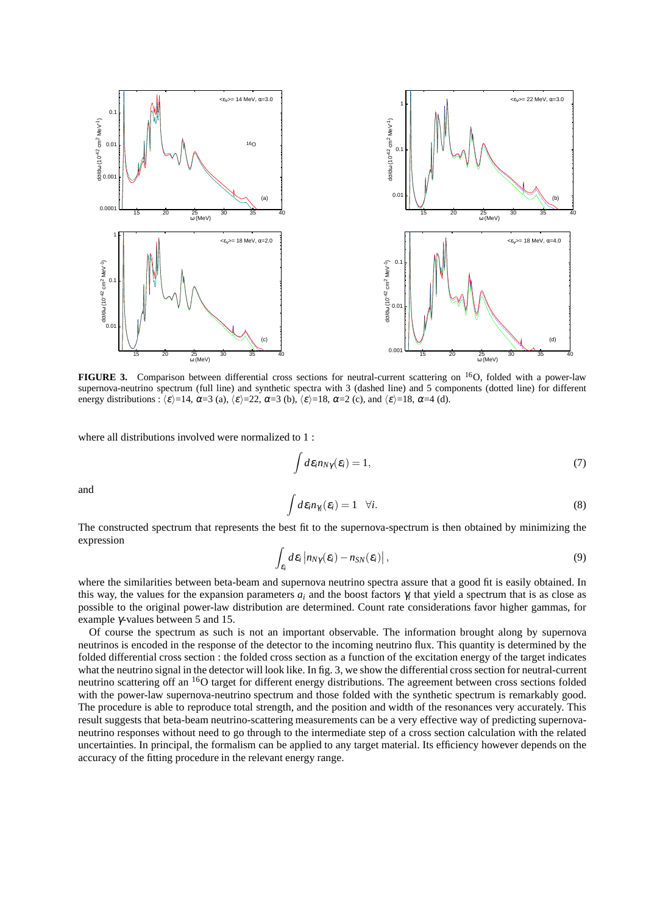**FIGURE 3.** Comparison between differential cross sections for neutral-current scattering on $^{16}$O, folded with a power-law supernova-neutrino spectrum (full line) and synthetic spectra with 3 (dashed line) and 5 components (dotted line) for different energy distributions : $\langle \varepsilon \rangle$=14, $\alpha$=3 (a), $\langle \varepsilon \rangle$=22, $\alpha$=3 (b), $\langle \varepsilon \rangle$=18, $\alpha$=2 (c), and $\langle \varepsilon \rangle$=18, $\alpha$=4 (d).

where all distributions involved were normalized to 1 :

$$\int d\varepsilon_i n_{N\gamma}(\varepsilon_i) = 1, \tag{7}$$

and

$$\int d\varepsilon_i n_{\gamma_i}(\varepsilon_i) = 1 \quad \forall i. \tag{8}$$

The constructed spectrum that represents the best fit to the supernova-spectrum is then obtained by minimizing the expression

$$\int_{\varepsilon_i} d\varepsilon_i \left| n_{N\gamma}(\varepsilon_i) - n_{SN}(\varepsilon_i) \right|, \tag{9}$$

where the similarities between beta-beam and supernova neutrino spectra assure that a good fit is easily obtained. In this way, the values for the expansion parameters $a_i$ and the boost factors $\gamma_i$ that yield a spectrum that is as close as possible to the original power-law distribution are determined. Count rate considerations favor higher gammas, for example $\gamma$-values between 5 and 15.

Of course the spectrum as such is not an important observable. The information brought along by supernova neutrinos is encoded in the response of the detector to the incoming neutrino flux. This quantity is determined by the folded differential cross section : the folded cross section as a function of the excitation energy of the target indicates what the neutrino signal in the detector will look like. In fig. 3, we show the differential cross section for neutral-current neutrino scattering off an $^{16}$O target for different energy distributions. The agreement between cross sections folded with the power-law supernova-neutrino spectrum and those folded with the synthetic spectrum is remarkably good. The procedure is able to reproduce total strength, and the position and width of the resonances very accurately. This result suggests that beta-beam neutrino-scattering measurements can be a very effective way of predicting supernova-neutrino responses without need to go through to the intermediate step of a cross section calculation with the related uncertainties. In principal, the formalism can be applied to any target material. Its efficiency however depends on the accuracy of the fitting procedure in the relevant energy range.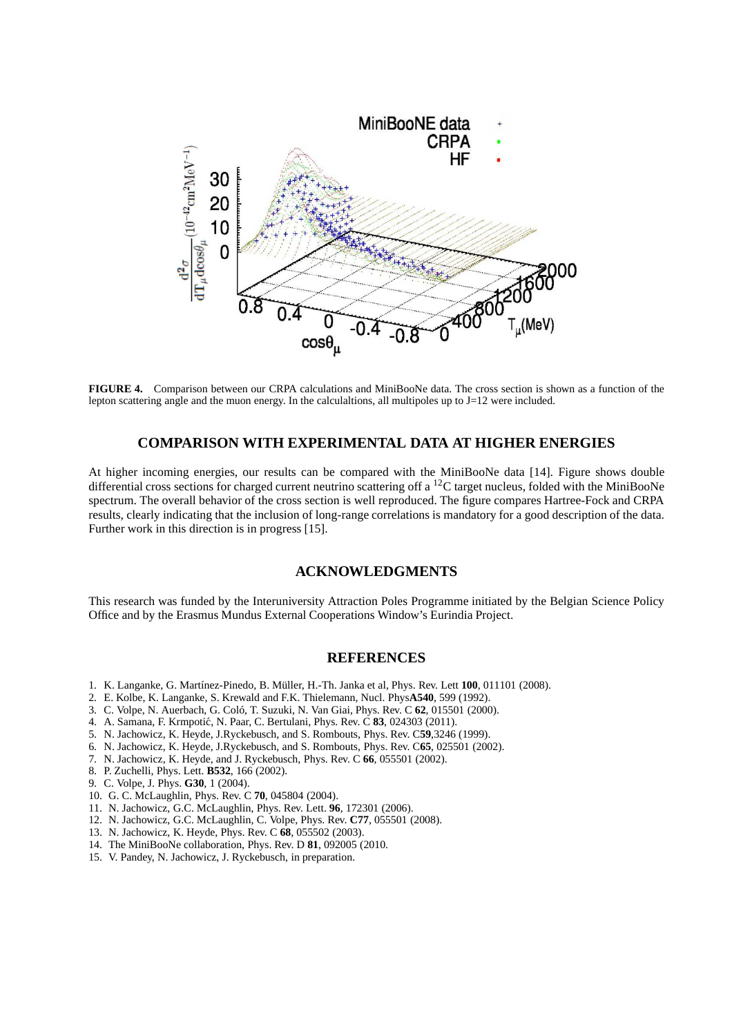MiniBooNE data
CRPA
HF

$\frac{d^2\sigma}{dT_\mu d\cos\theta_\mu}$ $(10^{-42}\text{cm}^2\text{MeV}^{-1})$

30
20
10
0

0.8 0.4 0 -0.4 -0.8

$\cos\theta_\mu$

0 400 800 1200 1600 2000

$T_\mu$(MeV)

**FIGURE 4.** Comparison between our CRPA calculations and MiniBooNe data. The cross section is shown as a function of the lepton scattering angle and the muon energy. In the calculaltions, all multipoles up to J=12 were included.

## COMPARISON WITH EXPERIMENTAL DATA AT HIGHER ENERGIES

At higher incoming energies, our results can be compared with the MiniBooNe data [14]. Figure shows double differential cross sections for charged current neutrino scattering off a $^{12}$C target nucleus, folded with the MiniBooNe spectrum. The overall behavior of the cross section is well reproduced. The figure compares Hartree-Fock and CRPA results, clearly indicating that the inclusion of long-range correlations is mandatory for a good description of the data. Further work in this direction is in progress [15].

## ACKNOWLEDGMENTS

This research was funded by the Interuniversity Attraction Poles Programme initiated by the Belgian Science Policy Office and by the Erasmus Mundus External Cooperations Window's Eurindia Project.

## REFERENCES

1. K. Langanke, G. Martínez-Pinedo, B. Müller, H.-Th. Janka et al, Phys. Rev. Lett **100**, 011101 (2008).
2. E. Kolbe, K. Langanke, S. Krewald and F.K. Thielemann, Nucl. Phys**A540**, 599 (1992).
3. C. Volpe, N. Auerbach, G. Coló, T. Suzuki, N. Van Giai, Phys. Rev. C **62**, 015501 (2000).
4. A. Samana, F. Krmpotić, N. Paar, C. Bertulani, Phys. Rev. C **83**, 024303 (2011).
5. N. Jachowicz, K. Heyde, J.Ryckebusch, and S. Rombouts, Phys. Rev. C**59**,3246 (1999).
6. N. Jachowicz, K. Heyde, J.Ryckebusch, and S. Rombouts, Phys. Rev. C**65**, 025501 (2002).
7. N. Jachowicz, K. Heyde, and J. Ryckebusch, Phys. Rev. C **66**, 055501 (2002).
8. P. Zuchelli, Phys. Lett. **B532**, 166 (2002).
9. C. Volpe, J. Phys. **G30**, 1 (2004).
10. G. C. McLaughlin, Phys. Rev. C **70**, 045804 (2004).
11. N. Jachowicz, G.C. McLaughlin, Phys. Rev. Lett. **96**, 172301 (2006).
12. N. Jachowicz, G.C. McLaughlin, C. Volpe, Phys. Rev. **C77**, 055501 (2008).
13. N. Jachowicz, K. Heyde, Phys. Rev. C **68**, 055502 (2003).
14. The MiniBooNe collaboration, Phys. Rev. D **81**, 092005 (2010.
15. V. Pandey, N. Jachowicz, J. Ryckebusch, in preparation.